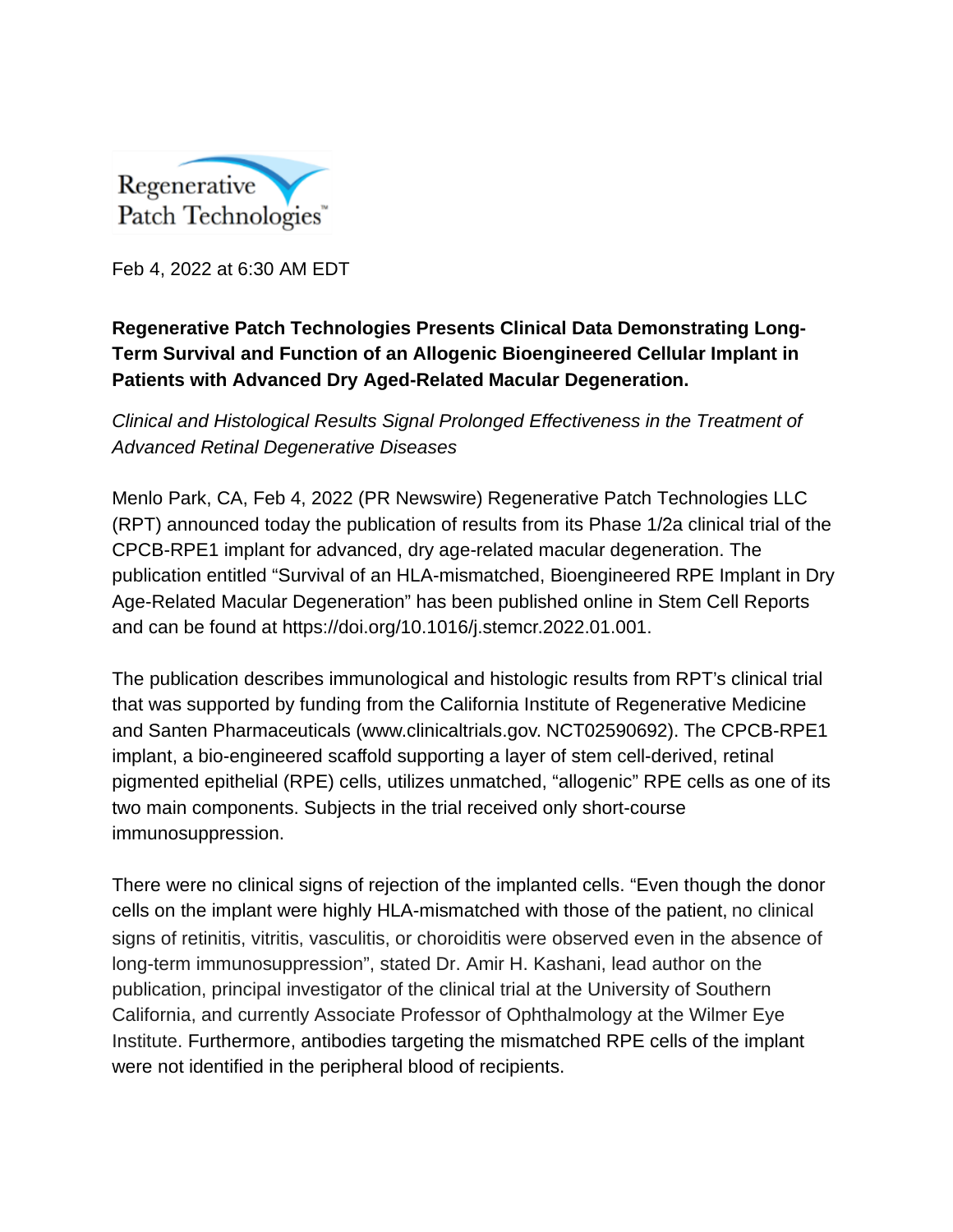Regenerative Patch Technologies™

Feb 4, 2022 at 6:30 AM EDT

**Regenerative Patch Technologies Presents Clinical Data Demonstrating Long-Term Survival and Function of an Allogenic Bioengineered Cellular Implant in Patients with Advanced Dry Aged-Related Macular Degeneration.**

*Clinical and Histological Results Signal Prolonged Effectiveness in the Treatment of Advanced Retinal Degenerative Diseases*

Menlo Park, CA, Feb 4, 2022 (PR Newswire) Regenerative Patch Technologies LLC (RPT) announced today the publication of results from its Phase 1/2a clinical trial of the CPCB-RPE1 implant for advanced, dry age-related macular degeneration. The publication entitled "Survival of an HLA-mismatched, Bioengineered RPE Implant in Dry Age-Related Macular Degeneration" has been published online in Stem Cell Reports and can be found at https://doi.org/10.1016/j.stemcr.2022.01.001.

The publication describes immunological and histologic results from RPT's clinical trial that was supported by funding from the California Institute of Regenerative Medicine and Santen Pharmaceuticals (www.clinicaltrials.gov. NCT02590692). The CPCB-RPE1 implant, a bio-engineered scaffold supporting a layer of stem cell-derived, retinal pigmented epithelial (RPE) cells, utilizes unmatched, "allogenic" RPE cells as one of its two main components. Subjects in the trial received only short-course immunosuppression.

There were no clinical signs of rejection of the implanted cells. "Even though the donor cells on the implant were highly HLA-mismatched with those of the patient, no clinical signs of retinitis, vitritis, vasculitis, or choroiditis were observed even in the absence of long-term immunosuppression", stated Dr. Amir H. Kashani, lead author on the publication, principal investigator of the clinical trial at the University of Southern California, and currently Associate Professor of Ophthalmology at the Wilmer Eye Institute. Furthermore, antibodies targeting the mismatched RPE cells of the implant were not identified in the peripheral blood of recipients.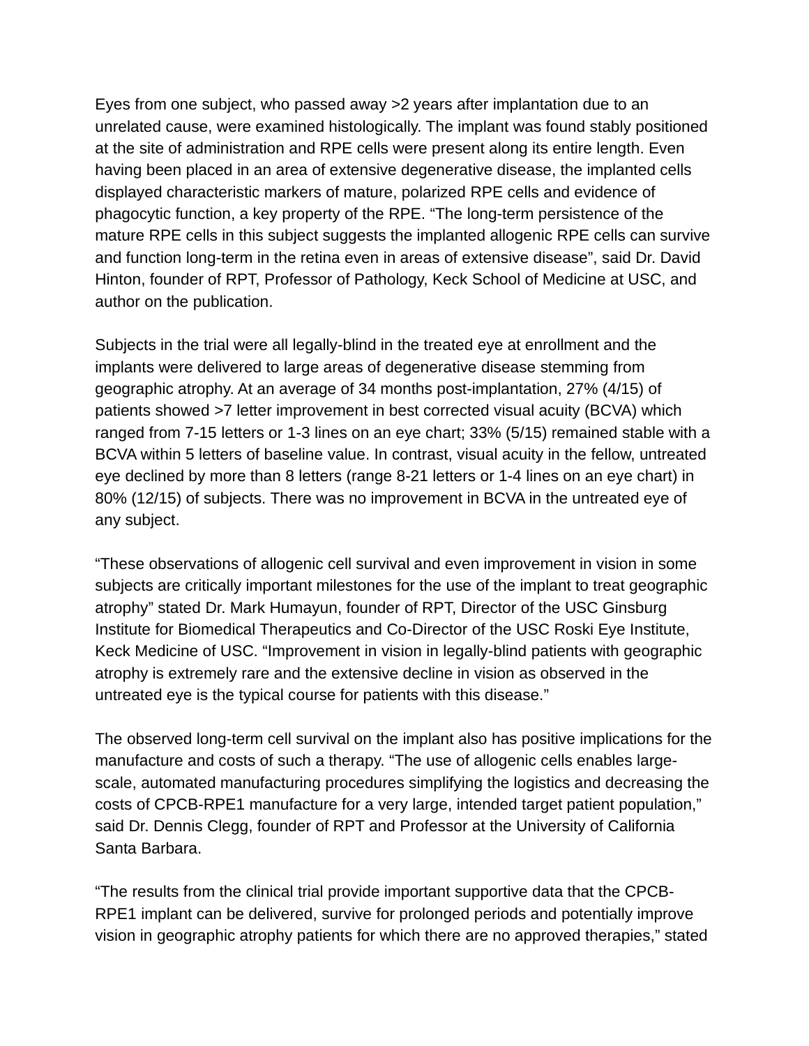Eyes from one subject, who passed away >2 years after implantation due to an unrelated cause, were examined histologically. The implant was found stably positioned at the site of administration and RPE cells were present along its entire length. Even having been placed in an area of extensive degenerative disease, the implanted cells displayed characteristic markers of mature, polarized RPE cells and evidence of phagocytic function, a key property of the RPE. “The long-term persistence of the mature RPE cells in this subject suggests the implanted allogenic RPE cells can survive and function long-term in the retina even in areas of extensive disease”, said Dr. David Hinton, founder of RPT, Professor of Pathology, Keck School of Medicine at USC, and author on the publication.

Subjects in the trial were all legally-blind in the treated eye at enrollment and the implants were delivered to large areas of degenerative disease stemming from geographic atrophy. At an average of 34 months post-implantation, 27% (4/15) of patients showed >7 letter improvement in best corrected visual acuity (BCVA) which ranged from 7-15 letters or 1-3 lines on an eye chart; 33% (5/15) remained stable with a BCVA within 5 letters of baseline value. In contrast, visual acuity in the fellow, untreated eye declined by more than 8 letters (range 8-21 letters or 1-4 lines on an eye chart) in 80% (12/15) of subjects. There was no improvement in BCVA in the untreated eye of any subject.

“These observations of allogenic cell survival and even improvement in vision in some subjects are critically important milestones for the use of the implant to treat geographic atrophy” stated Dr. Mark Humayun, founder of RPT, Director of the USC Ginsburg Institute for Biomedical Therapeutics and Co-Director of the USC Roski Eye Institute, Keck Medicine of USC. “Improvement in vision in legally-blind patients with geographic atrophy is extremely rare and the extensive decline in vision as observed in the untreated eye is the typical course for patients with this disease.”

The observed long-term cell survival on the implant also has positive implications for the manufacture and costs of such a therapy. “The use of allogenic cells enables large-scale, automated manufacturing procedures simplifying the logistics and decreasing the costs of CPCB-RPE1 manufacture for a very large, intended target patient population,” said Dr. Dennis Clegg, founder of RPT and Professor at the University of California Santa Barbara.

“The results from the clinical trial provide important supportive data that the CPCB-RPE1 implant can be delivered, survive for prolonged periods and potentially improve vision in geographic atrophy patients for which there are no approved therapies,” stated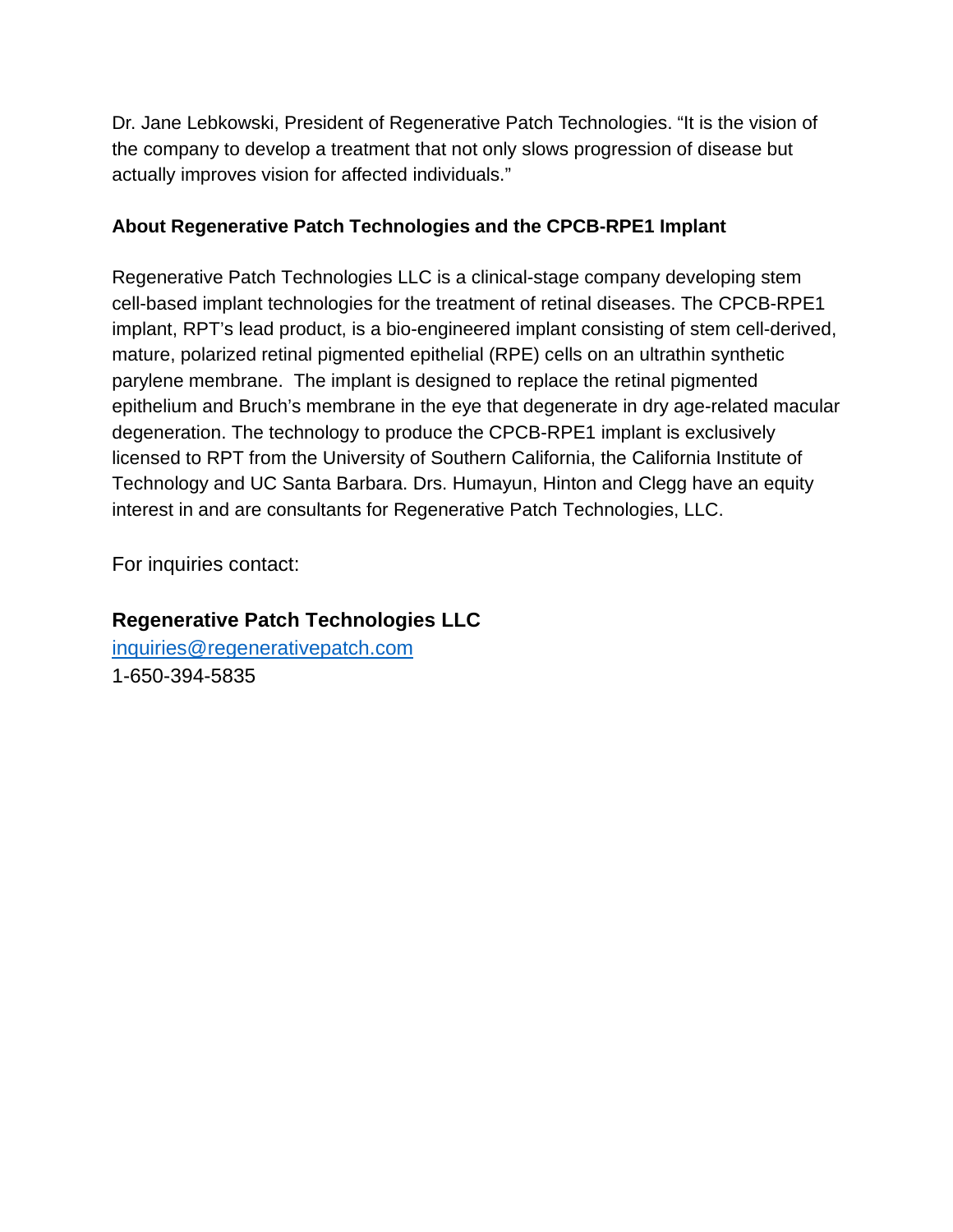Dr. Jane Lebkowski, President of Regenerative Patch Technologies. “It is the vision of the company to develop a treatment that not only slows progression of disease but actually improves vision for affected individuals.”

**About Regenerative Patch Technologies and the CPCB-RPE1 Implant**

Regenerative Patch Technologies LLC is a clinical-stage company developing stem cell-based implant technologies for the treatment of retinal diseases. The CPCB-RPE1 implant, RPT’s lead product, is a bio-engineered implant consisting of stem cell-derived, mature, polarized retinal pigmented epithelial (RPE) cells on an ultrathin synthetic parylene membrane.  The implant is designed to replace the retinal pigmented epithelium and Bruch’s membrane in the eye that degenerate in dry age-related macular degeneration. The technology to produce the CPCB-RPE1 implant is exclusively licensed to RPT from the University of Southern California, the California Institute of Technology and UC Santa Barbara. Drs. Humayun, Hinton and Clegg have an equity interest in and are consultants for Regenerative Patch Technologies, LLC.

For inquiries contact:

**Regenerative Patch Technologies LLC**
inquiries@regenerativepatch.com
1-650-394-5835